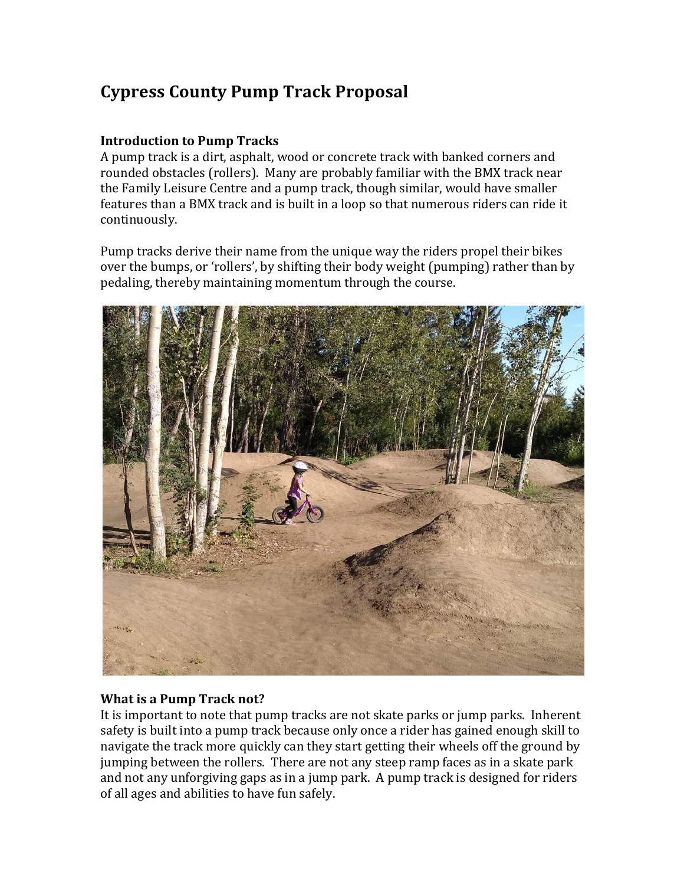# Cypress County Pump Track Proposal

### Introduction to Pump Tracks

A pump track is a dirt, asphalt, wood or concrete track with banked corners and rounded obstacles (rollers). Many are probably familiar with the BMX track near the Family Leisure Centre and a pump track, though similar, would have smaller features than a BMX track and is built in a loop so that numerous riders can ride it continuously.

Pump tracks derive their name from the unique way the riders propel their bikes over the bumps, or 'rollers', by shifting their body weight (pumping) rather than by pedaling, thereby maintaining momentum through the course.

### What is a Pump Track not?

It is important to note that pump tracks are not skate parks or jump parks. Inherent safety is built into a pump track because only once a rider has gained enough skill to navigate the track more quickly can they start getting their wheels off the ground by jumping between the rollers. There are not any steep ramp faces as in a skate park and not any unforgiving gaps as in a jump park. A pump track is designed for riders of all ages and abilities to have fun safely.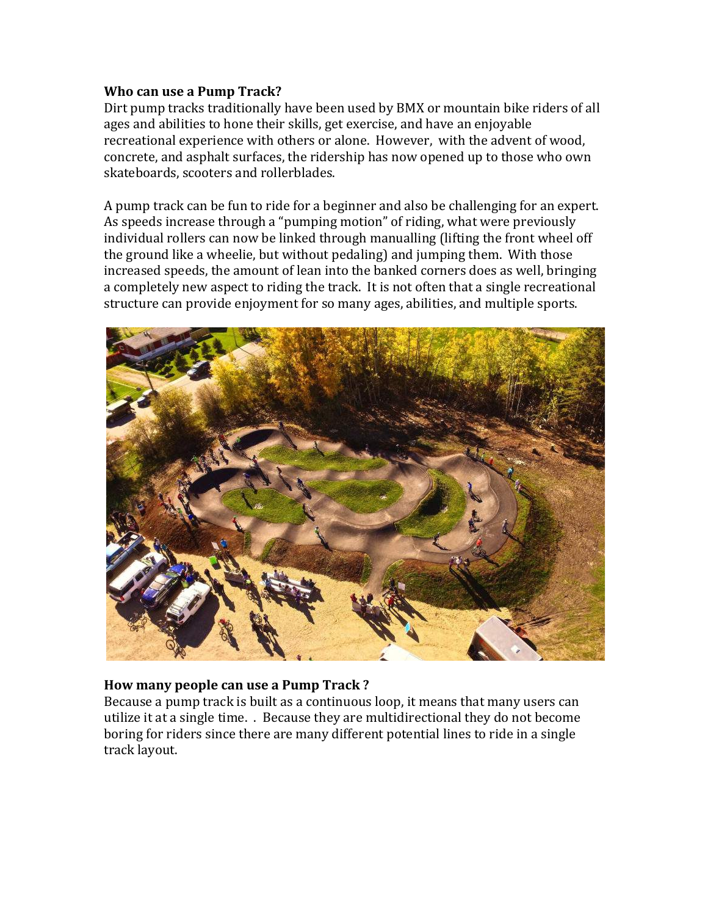**Who can use a Pump Track?**

Dirt pump tracks traditionally have been used by BMX or mountain bike riders of all ages and abilities to hone their skills, get exercise, and have an enjoyable recreational experience with others or alone. However, with the advent of wood, concrete, and asphalt surfaces, the ridership has now opened up to those who own skateboards, scooters and rollerblades.

A pump track can be fun to ride for a beginner and also be challenging for an expert. As speeds increase through a "pumping motion" of riding, what were previously individual rollers can now be linked through manualling (lifting the front wheel off the ground like a wheelie, but without pedaling) and jumping them. With those increased speeds, the amount of lean into the banked corners does as well, bringing a completely new aspect to riding the track. It is not often that a single recreational structure can provide enjoyment for so many ages, abilities, and multiple sports.

**How many people can use a Pump Track ?**

Because a pump track is built as a continuous loop, it means that many users can utilize it at a single time. . Because they are multidirectional they do not become boring for riders since there are many different potential lines to ride in a single track layout.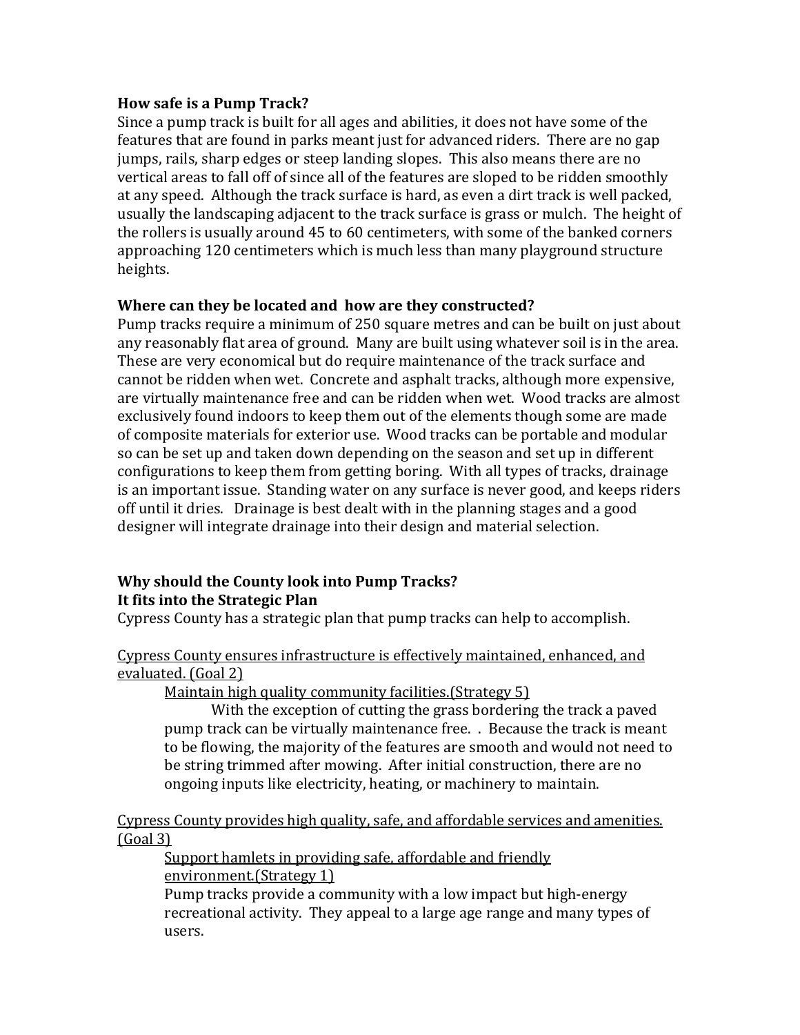**How safe is a Pump Track?**

Since a pump track is built for all ages and abilities, it does not have some of the features that are found in parks meant just for advanced riders. There are no gap jumps, rails, sharp edges or steep landing slopes. This also means there are no vertical areas to fall off of since all of the features are sloped to be ridden smoothly at any speed. Although the track surface is hard, as even a dirt track is well packed, usually the landscaping adjacent to the track surface is grass or mulch. The height of the rollers is usually around 45 to 60 centimeters, with some of the banked corners approaching 120 centimeters which is much less than many playground structure heights.

**Where can they be located and how are they constructed?**

Pump tracks require a minimum of 250 square metres and can be built on just about any reasonably flat area of ground. Many are built using whatever soil is in the area. These are very economical but do require maintenance of the track surface and cannot be ridden when wet. Concrete and asphalt tracks, although more expensive, are virtually maintenance free and can be ridden when wet. Wood tracks are almost exclusively found indoors to keep them out of the elements though some are made of composite materials for exterior use. Wood tracks can be portable and modular so can be set up and taken down depending on the season and set up in different configurations to keep them from getting boring. With all types of tracks, drainage is an important issue. Standing water on any surface is never good, and keeps riders off until it dries. Drainage is best dealt with in the planning stages and a good designer will integrate drainage into their design and material selection.

**Why should the County look into Pump Tracks?**
**It fits into the Strategic Plan**

Cypress County has a strategic plan that pump tracks can help to accomplish.

<u>Cypress County ensures infrastructure is effectively maintained, enhanced, and evaluated. (Goal 2)</u>

> <u>Maintain high quality community facilities.(Strategy 5)</u>
>
> With the exception of cutting the grass bordering the track a paved pump track can be virtually maintenance free. . Because the track is meant to be flowing, the majority of the features are smooth and would not need to be string trimmed after mowing. After initial construction, there are no ongoing inputs like electricity, heating, or machinery to maintain.

<u>Cypress County provides high quality, safe, and affordable services and amenities. (Goal 3)</u>

> <u>Support hamlets in providing safe, affordable and friendly environment.(Strategy 1)</u>
>
> Pump tracks provide a community with a low impact but high-energy recreational activity. They appeal to a large age range and many types of users.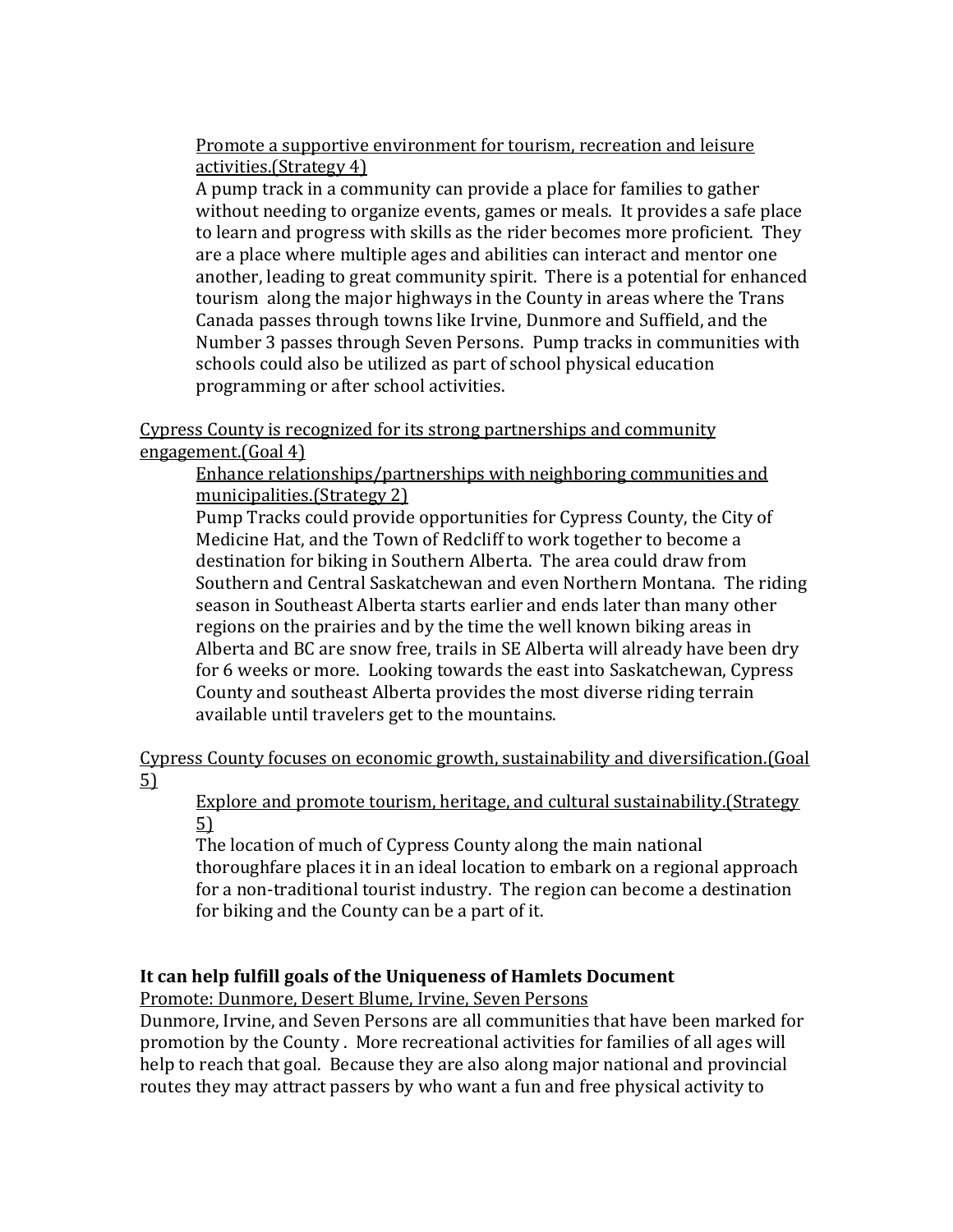Promote a supportive environment for tourism, recreation and leisure activities.(Strategy 4)

A pump track in a community can provide a place for families to gather without needing to organize events, games or meals. It provides a safe place to learn and progress with skills as the rider becomes more proficient. They are a place where multiple ages and abilities can interact and mentor one another, leading to great community spirit. There is a potential for enhanced tourism along the major highways in the County in areas where the Trans Canada passes through towns like Irvine, Dunmore and Suffield, and the Number 3 passes through Seven Persons. Pump tracks in communities with schools could also be utilized as part of school physical education programming or after school activities.

Cypress County is recognized for its strong partnerships and community engagement.(Goal 4)

Enhance relationships/partnerships with neighboring communities and municipalities.(Strategy 2)

Pump Tracks could provide opportunities for Cypress County, the City of Medicine Hat, and the Town of Redcliff to work together to become a destination for biking in Southern Alberta. The area could draw from Southern and Central Saskatchewan and even Northern Montana. The riding season in Southeast Alberta starts earlier and ends later than many other regions on the prairies and by the time the well known biking areas in Alberta and BC are snow free, trails in SE Alberta will already have been dry for 6 weeks or more. Looking towards the east into Saskatchewan, Cypress County and southeast Alberta provides the most diverse riding terrain available until travelers get to the mountains.

Cypress County focuses on economic growth, sustainability and diversification.(Goal 5)

Explore and promote tourism, heritage, and cultural sustainability.(Strategy 5)

The location of much of Cypress County along the main national thoroughfare places it in an ideal location to embark on a regional approach for a non-traditional tourist industry. The region can become a destination for biking and the County can be a part of it.

**It can help fulfill goals of the Uniqueness of Hamlets Document**

Promote: Dunmore, Desert Blume, Irvine, Seven Persons

Dunmore, Irvine, and Seven Persons are all communities that have been marked for promotion by the County . More recreational activities for families of all ages will help to reach that goal. Because they are also along major national and provincial routes they may attract passers by who want a fun and free physical activity to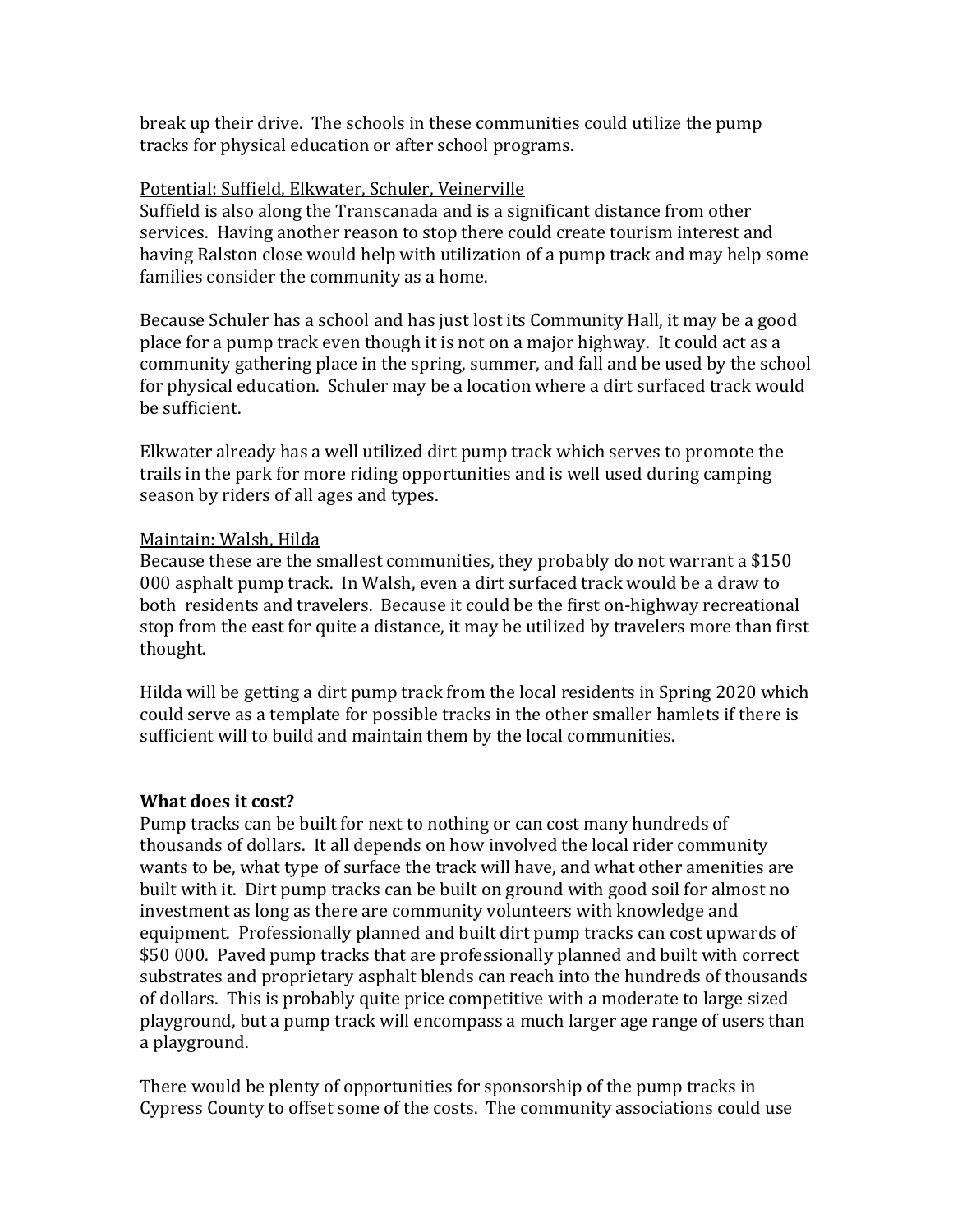break up their drive. The schools in these communities could utilize the pump tracks for physical education or after school programs.

Potential: Suffield, Elkwater, Schuler, Veinerville

Suffield is also along the Transcanada and is a significant distance from other services. Having another reason to stop there could create tourism interest and having Ralston close would help with utilization of a pump track and may help some families consider the community as a home.

Because Schuler has a school and has just lost its Community Hall, it may be a good place for a pump track even though it is not on a major highway. It could act as a community gathering place in the spring, summer, and fall and be used by the school for physical education. Schuler may be a location where a dirt surfaced track would be sufficient.

Elkwater already has a well utilized dirt pump track which serves to promote the trails in the park for more riding opportunities and is well used during camping season by riders of all ages and types.

Maintain: Walsh, Hilda

Because these are the smallest communities, they probably do not warrant a $150 000 asphalt pump track. In Walsh, even a dirt surfaced track would be a draw to both residents and travelers. Because it could be the first on-highway recreational stop from the east for quite a distance, it may be utilized by travelers more than first thought.

Hilda will be getting a dirt pump track from the local residents in Spring 2020 which could serve as a template for possible tracks in the other smaller hamlets if there is sufficient will to build and maintain them by the local communities.

**What does it cost?**

Pump tracks can be built for next to nothing or can cost many hundreds of thousands of dollars. It all depends on how involved the local rider community wants to be, what type of surface the track will have, and what other amenities are built with it. Dirt pump tracks can be built on ground with good soil for almost no investment as long as there are community volunteers with knowledge and equipment. Professionally planned and built dirt pump tracks can cost upwards of $50 000. Paved pump tracks that are professionally planned and built with correct substrates and proprietary asphalt blends can reach into the hundreds of thousands of dollars. This is probably quite price competitive with a moderate to large sized playground, but a pump track will encompass a much larger age range of users than a playground.

There would be plenty of opportunities for sponsorship of the pump tracks in Cypress County to offset some of the costs. The community associations could use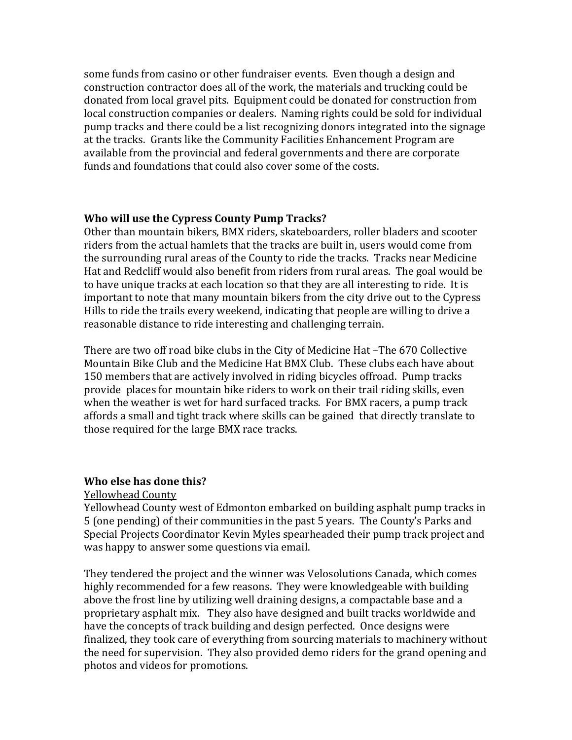some funds from casino or other fundraiser events. Even though a design and construction contractor does all of the work, the materials and trucking could be donated from local gravel pits. Equipment could be donated for construction from local construction companies or dealers. Naming rights could be sold for individual pump tracks and there could be a list recognizing donors integrated into the signage at the tracks. Grants like the Community Facilities Enhancement Program are available from the provincial and federal governments and there are corporate funds and foundations that could also cover some of the costs.

**Who will use the Cypress County Pump Tracks?**

Other than mountain bikers, BMX riders, skateboarders, roller bladers and scooter riders from the actual hamlets that the tracks are built in, users would come from the surrounding rural areas of the County to ride the tracks. Tracks near Medicine Hat and Redcliff would also benefit from riders from rural areas. The goal would be to have unique tracks at each location so that they are all interesting to ride. It is important to note that many mountain bikers from the city drive out to the Cypress Hills to ride the trails every weekend, indicating that people are willing to drive a reasonable distance to ride interesting and challenging terrain.

There are two off road bike clubs in the City of Medicine Hat –The 670 Collective Mountain Bike Club and the Medicine Hat BMX Club. These clubs each have about 150 members that are actively involved in riding bicycles offroad. Pump tracks provide places for mountain bike riders to work on their trail riding skills, even when the weather is wet for hard surfaced tracks. For BMX racers, a pump track affords a small and tight track where skills can be gained that directly translate to those required for the large BMX race tracks.

**Who else has done this?**

Yellowhead County

Yellowhead County west of Edmonton embarked on building asphalt pump tracks in 5 (one pending) of their communities in the past 5 years. The County's Parks and Special Projects Coordinator Kevin Myles spearheaded their pump track project and was happy to answer some questions via email.

They tendered the project and the winner was Velosolutions Canada, which comes highly recommended for a few reasons. They were knowledgeable with building above the frost line by utilizing well draining designs, a compactable base and a proprietary asphalt mix. They also have designed and built tracks worldwide and have the concepts of track building and design perfected. Once designs were finalized, they took care of everything from sourcing materials to machinery without the need for supervision. They also provided demo riders for the grand opening and photos and videos for promotions.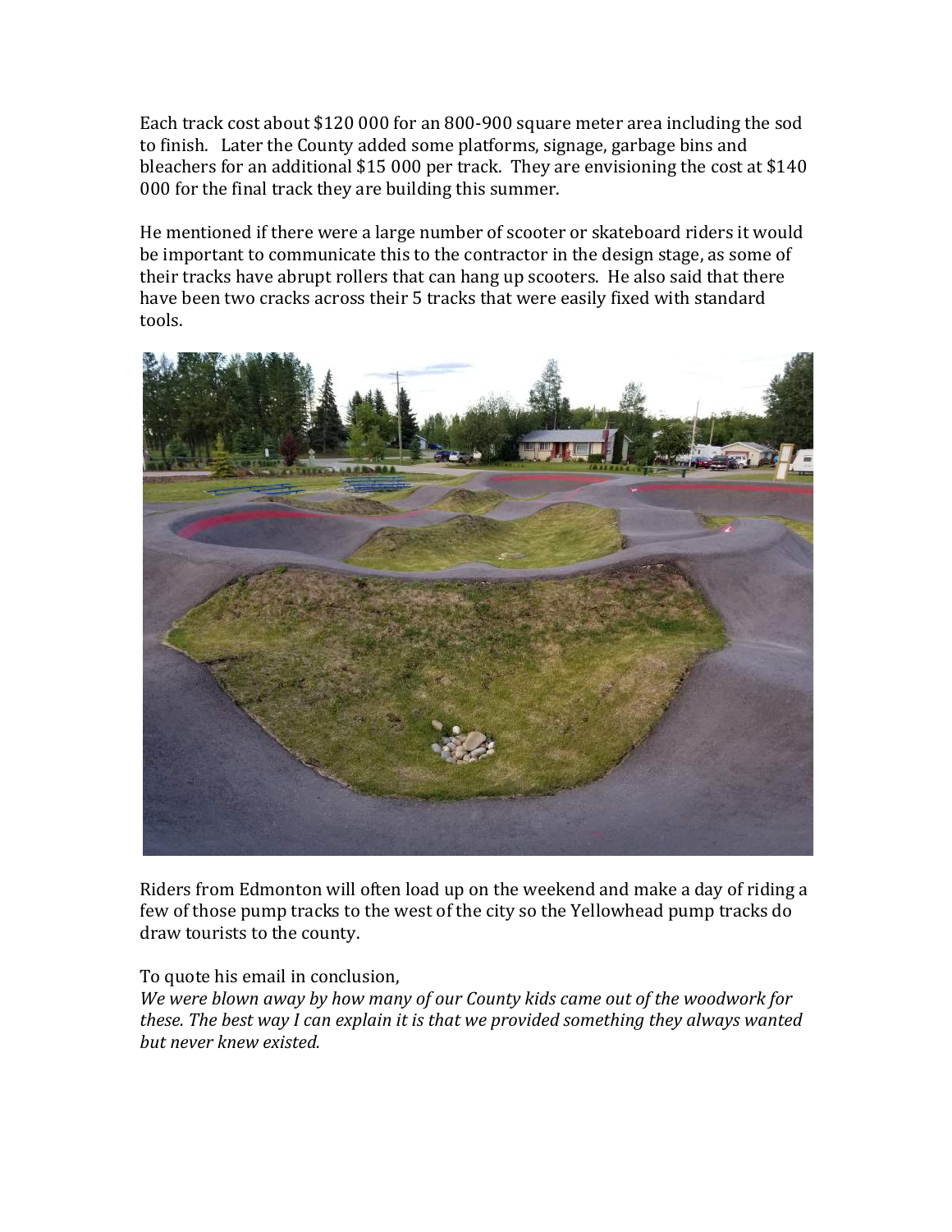Each track cost about $120 000 for an 800-900 square meter area including the sod to finish. Later the County added some platforms, signage, garbage bins and bleachers for an additional $15 000 per track. They are envisioning the cost at $140 000 for the final track they are building this summer.

He mentioned if there were a large number of scooter or skateboard riders it would be important to communicate this to the contractor in the design stage, as some of their tracks have abrupt rollers that can hang up scooters. He also said that there have been two cracks across their 5 tracks that were easily fixed with standard tools.

Riders from Edmonton will often load up on the weekend and make a day of riding a few of those pump tracks to the west of the city so the Yellowhead pump tracks do draw tourists to the county.

To quote his email in conclusion,
*We were blown away by how many of our County kids came out of the woodwork for these. The best way I can explain it is that we provided something they always wanted but never knew existed.*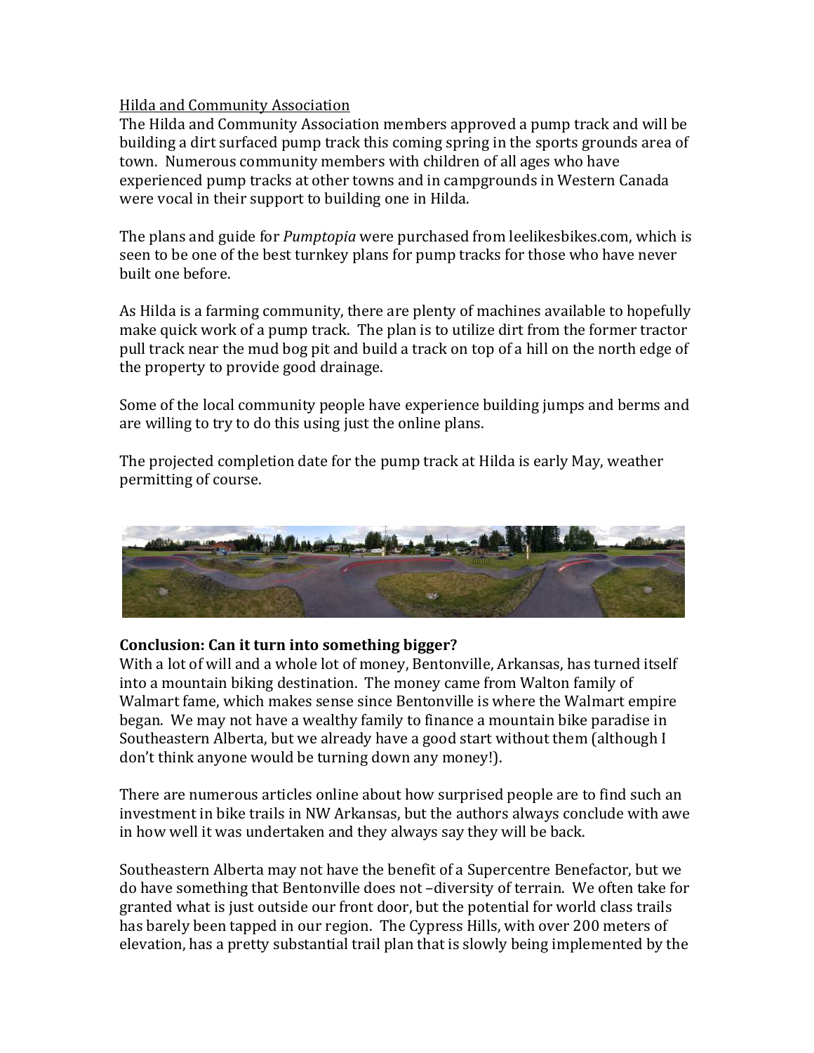Hilda and Community Association

The Hilda and Community Association members approved a pump track and will be building a dirt surfaced pump track this coming spring in the sports grounds area of town. Numerous community members with children of all ages who have experienced pump tracks at other towns and in campgrounds in Western Canada were vocal in their support to building one in Hilda.

The plans and guide for *Pumptopia* were purchased from leelikesbikes.com, which is seen to be one of the best turnkey plans for pump tracks for those who have never built one before.

As Hilda is a farming community, there are plenty of machines available to hopefully make quick work of a pump track. The plan is to utilize dirt from the former tractor pull track near the mud bog pit and build a track on top of a hill on the north edge of the property to provide good drainage.

Some of the local community people have experience building jumps and berms and are willing to try to do this using just the online plans.

The projected completion date for the pump track at Hilda is early May, weather permitting of course.

**Conclusion: Can it turn into something bigger?**

With a lot of will and a whole lot of money, Bentonville, Arkansas, has turned itself into a mountain biking destination. The money came from Walton family of Walmart fame, which makes sense since Bentonville is where the Walmart empire began. We may not have a wealthy family to finance a mountain bike paradise in Southeastern Alberta, but we already have a good start without them (although I don't think anyone would be turning down any money!).

There are numerous articles online about how surprised people are to find such an investment in bike trails in NW Arkansas, but the authors always conclude with awe in how well it was undertaken and they always say they will be back.

Southeastern Alberta may not have the benefit of a Supercentre Benefactor, but we do have something that Bentonville does not –diversity of terrain. We often take for granted what is just outside our front door, but the potential for world class trails has barely been tapped in our region. The Cypress Hills, with over 200 meters of elevation, has a pretty substantial trail plan that is slowly being implemented by the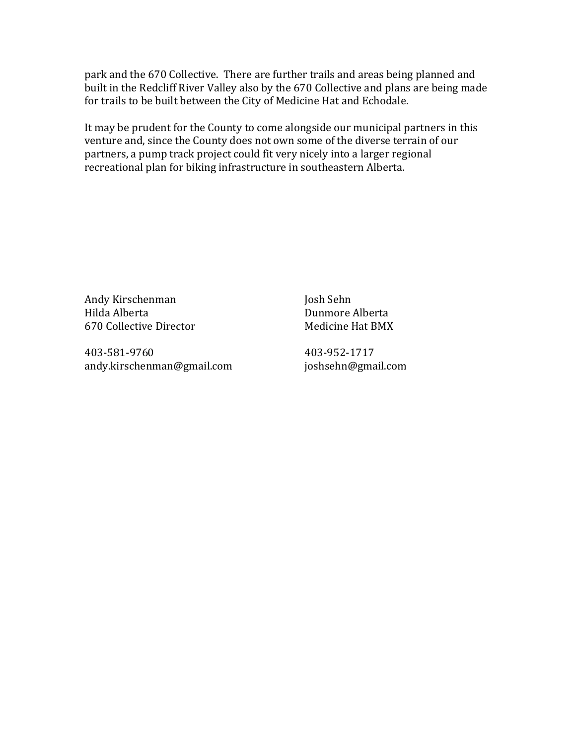park and the 670 Collective. There are further trails and areas being planned and built in the Redcliff River Valley also by the 670 Collective and plans are being made for trails to be built between the City of Medicine Hat and Echodale.

It may be prudent for the County to come alongside our municipal partners in this venture and, since the County does not own some of the diverse terrain of our partners, a pump track project could fit very nicely into a larger regional recreational plan for biking infrastructure in southeastern Alberta.

Andy Kirschenman
Hilda Alberta
670 Collective Director

403-581-9760
andy.kirschenman@gmail.com

Josh Sehn
Dunmore Alberta
Medicine Hat BMX

403-952-1717
joshsehn@gmail.com